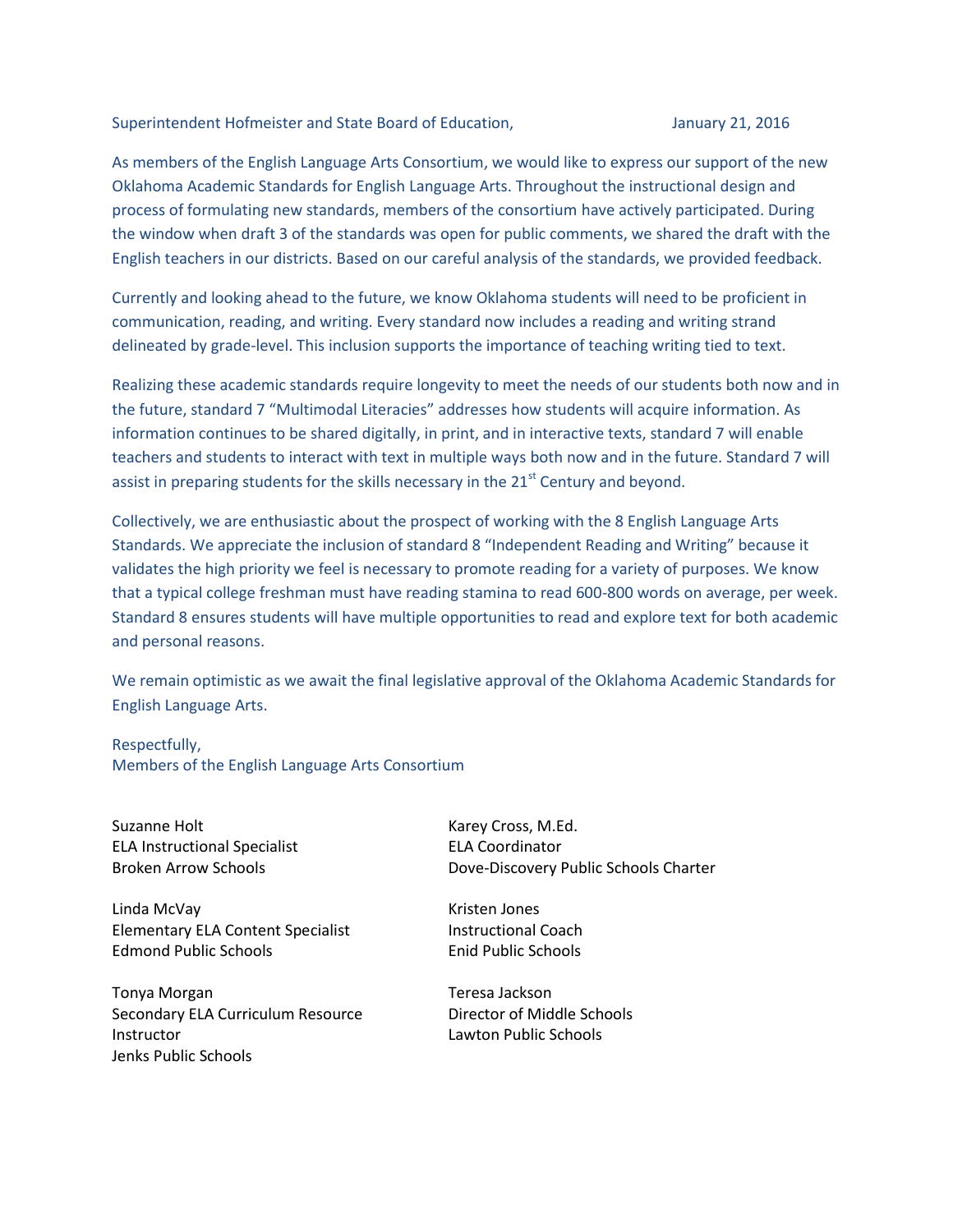Superintendent Hofmeister and State Board of Education, January 21, 2016

As members of the English Language Arts Consortium, we would like to express our support of the new Oklahoma Academic Standards for English Language Arts. Throughout the instructional design and process of formulating new standards, members of the consortium have actively participated. During the window when draft 3 of the standards was open for public comments, we shared the draft with the English teachers in our districts. Based on our careful analysis of the standards, we provided feedback.

Currently and looking ahead to the future, we know Oklahoma students will need to be proficient in communication, reading, and writing. Every standard now includes a reading and writing strand delineated by grade-level. This inclusion supports the importance of teaching writing tied to text.

Realizing these academic standards require longevity to meet the needs of our students both now and in the future, standard 7 "Multimodal Literacies" addresses how students will acquire information. As information continues to be shared digitally, in print, and in interactive texts, standard 7 will enable teachers and students to interact with text in multiple ways both now and in the future. Standard 7 will assist in preparing students for the skills necessary in the 21st Century and beyond.

Collectively, we are enthusiastic about the prospect of working with the 8 English Language Arts Standards. We appreciate the inclusion of standard 8 "Independent Reading and Writing" because it validates the high priority we feel is necessary to promote reading for a variety of purposes. We know that a typical college freshman must have reading stamina to read 600-800 words on average, per week. Standard 8 ensures students will have multiple opportunities to read and explore text for both academic and personal reasons.

We remain optimistic as we await the final legislative approval of the Oklahoma Academic Standards for English Language Arts.

Respectfully,
Members of the English Language Arts Consortium

Suzanne Holt
ELA Instructional Specialist
Broken Arrow Schools

Karey Cross, M.Ed.
ELA Coordinator
Dove-Discovery Public Schools Charter

Linda McVay
Elementary ELA Content Specialist
Edmond Public Schools

Kristen Jones
Instructional Coach
Enid Public Schools

Tonya Morgan
Secondary ELA Curriculum Resource Instructor
Jenks Public Schools

Teresa Jackson
Director of Middle Schools
Lawton Public Schools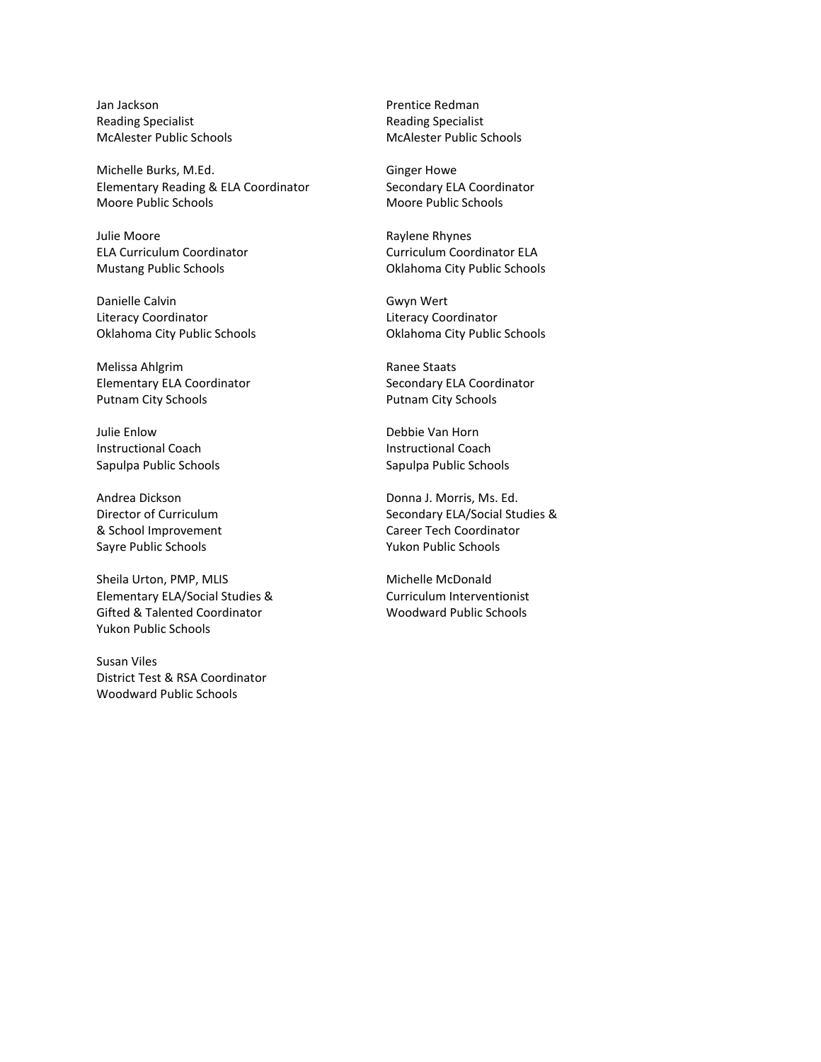Jan Jackson
Reading Specialist
McAlester Public Schools

Prentice Redman
Reading Specialist
McAlester Public Schools

Michelle Burks, M.Ed.
Elementary Reading & ELA Coordinator
Moore Public Schools

Ginger Howe
Secondary ELA Coordinator
Moore Public Schools

Julie Moore
ELA Curriculum Coordinator
Mustang Public Schools

Raylene Rhynes
Curriculum Coordinator ELA
Oklahoma City Public Schools

Danielle Calvin
Literacy Coordinator
Oklahoma City Public Schools

Gwyn Wert
Literacy Coordinator
Oklahoma City Public Schools

Melissa Ahlgrim
Elementary ELA Coordinator
Putnam City Schools

Ranee Staats
Secondary ELA Coordinator
Putnam City Schools

Julie Enlow
Instructional Coach
Sapulpa Public Schools

Debbie Van Horn
Instructional Coach
Sapulpa Public Schools

Andrea Dickson
Director of Curriculum
& School Improvement
Sayre Public Schools

Donna J. Morris, Ms. Ed.
Secondary ELA/Social Studies &
Career Tech Coordinator
Yukon Public Schools

Sheila Urton, PMP, MLIS
Elementary ELA/Social Studies &
Gifted & Talented Coordinator
Yukon Public Schools

Michelle McDonald
Curriculum Interventionist
Woodward Public Schools

Susan Viles
District Test & RSA Coordinator
Woodward Public Schools